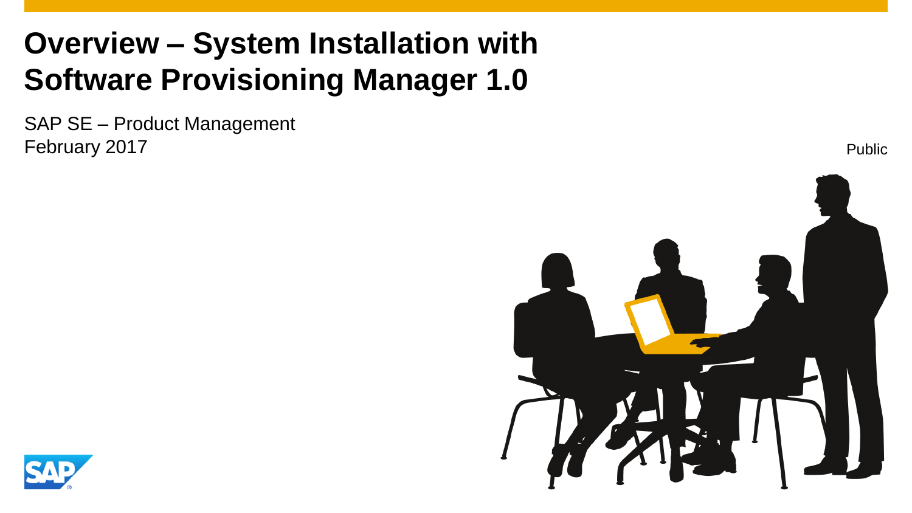# Overview – System Installation with Software Provisioning Manager 1.0

SAP SE – Product Management
February 2017

Public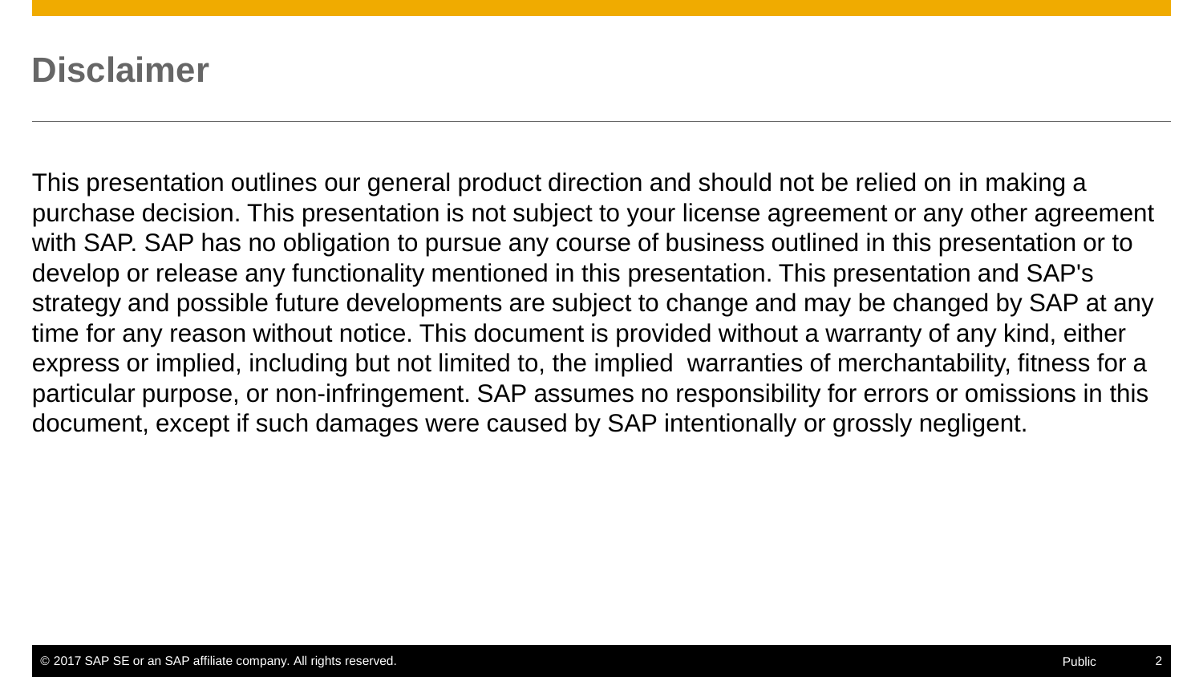# Disclaimer

This presentation outlines our general product direction and should not be relied on in making a purchase decision. This presentation is not subject to your license agreement or any other agreement with SAP. SAP has no obligation to pursue any course of business outlined in this presentation or to develop or release any functionality mentioned in this presentation. This presentation and SAP's strategy and possible future developments are subject to change and may be changed by SAP at any time for any reason without notice. This document is provided without a warranty of any kind, either express or implied, including but not limited to, the implied warranties of merchantability, fitness for a particular purpose, or non-infringement. SAP assumes no responsibility for errors or omissions in this document, except if such damages were caused by SAP intentionally or grossly negligent.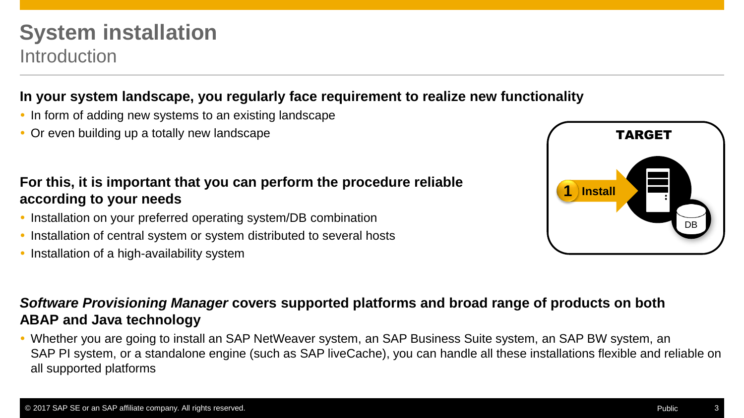# System installation
## Introduction

**In your system landscape, you regularly face requirement to realize new functionality**

- In form of adding new systems to an existing landscape
- Or even building up a totally new landscape

**For this, it is important that you can perform the procedure reliable according to your needs**

- Installation on your preferred operating system/DB combination
- Installation of central system or system distributed to several hosts
- Installation of a high-availability system

TARGET

1 Install

DB

***Software Provisioning Manager*** **covers supported platforms and broad range of products on both ABAP and Java technology**

- Whether you are going to install an SAP NetWeaver system, an SAP Business Suite system, an SAP BW system, an SAP PI system, or a standalone engine (such as SAP liveCache), you can handle all these installations flexible and reliable on all supported platforms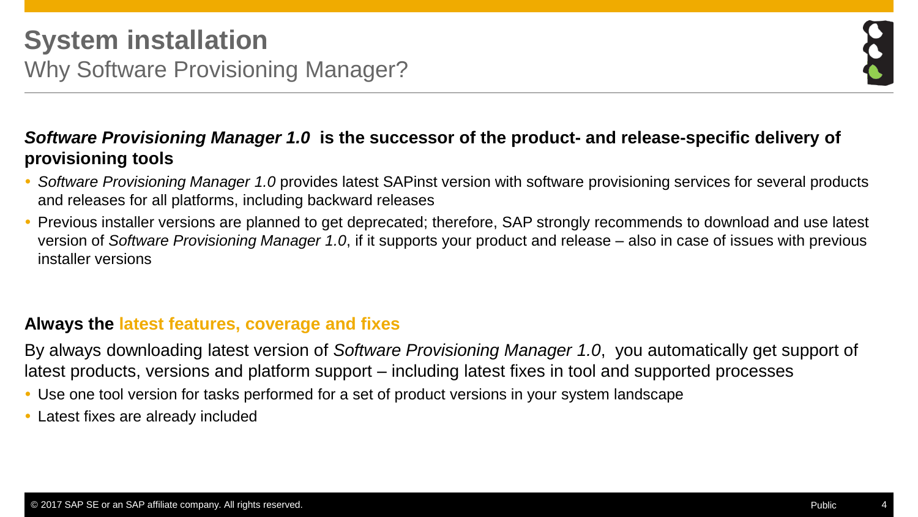# System installation

## Why Software Provisioning Manager?

***Software Provisioning Manager 1.0*** **is the successor of the product- and release-specific delivery of provisioning tools**

- *Software Provisioning Manager 1.0* provides latest SAPinst version with software provisioning services for several products and releases for all platforms, including backward releases
- Previous installer versions are planned to get deprecated; therefore, SAP strongly recommends to download and use latest version of *Software Provisioning Manager 1.0*, if it supports your product and release – also in case of issues with previous installer versions

**Always the latest features, coverage and fixes**

By always downloading latest version of *Software Provisioning Manager 1.0*, you automatically get support of latest products, versions and platform support – including latest fixes in tool and supported processes

- Use one tool version for tasks performed for a set of product versions in your system landscape
- Latest fixes are already included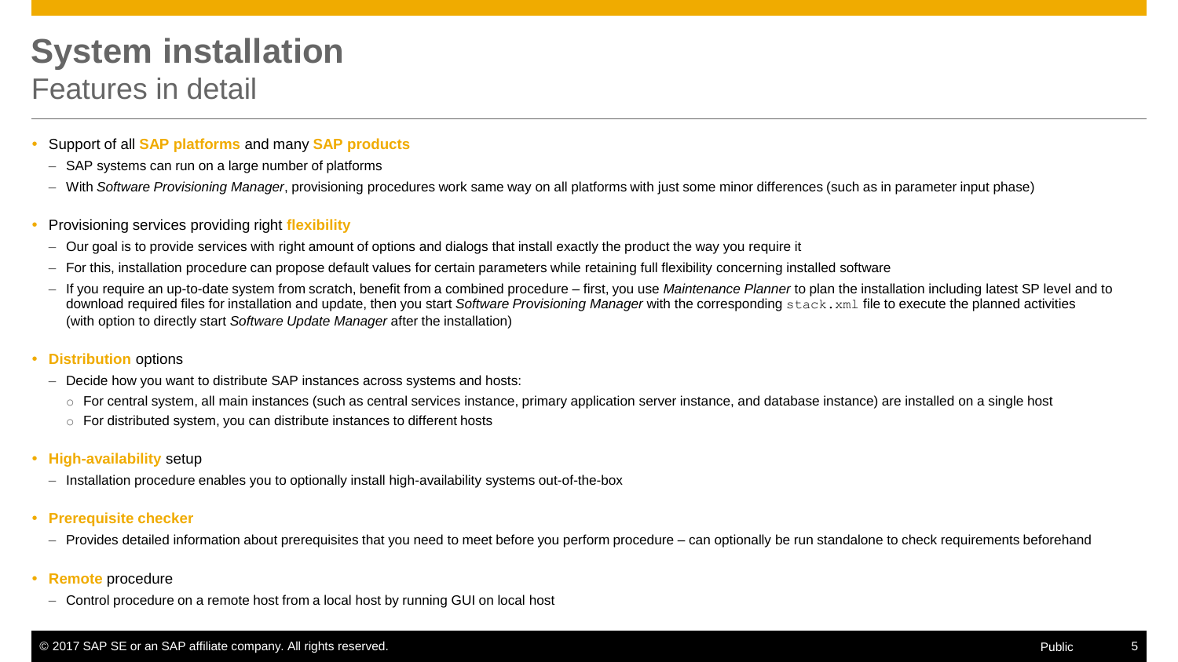# System installation

## Features in detail

- Support of all **SAP platforms** and many **SAP products**
  - SAP systems can run on a large number of platforms
  - With *Software Provisioning Manager*, provisioning procedures work same way on all platforms with just some minor differences (such as in parameter input phase)

- Provisioning services providing right **flexibility**
  - Our goal is to provide services with right amount of options and dialogs that install exactly the product the way you require it
  - For this, installation procedure can propose default values for certain parameters while retaining full flexibility concerning installed software
  - If you require an up-to-date system from scratch, benefit from a combined procedure – first, you use *Maintenance Planner* to plan the installation including latest SP level and to download required files for installation and update, then you start *Software Provisioning Manager* with the corresponding `stack.xml` file to execute the planned activities (with option to directly start *Software Update Manager* after the installation)

- **Distribution** options
  - Decide how you want to distribute SAP instances across systems and hosts:
    - For central system, all main instances (such as central services instance, primary application server instance, and database instance) are installed on a single host
    - For distributed system, you can distribute instances to different hosts

- **High-availability** setup
  - Installation procedure enables you to optionally install high-availability systems out-of-the-box

- **Prerequisite checker**
  - Provides detailed information about prerequisites that you need to meet before you perform procedure – can optionally be run standalone to check requirements beforehand

- **Remote** procedure
  - Control procedure on a remote host from a local host by running GUI on local host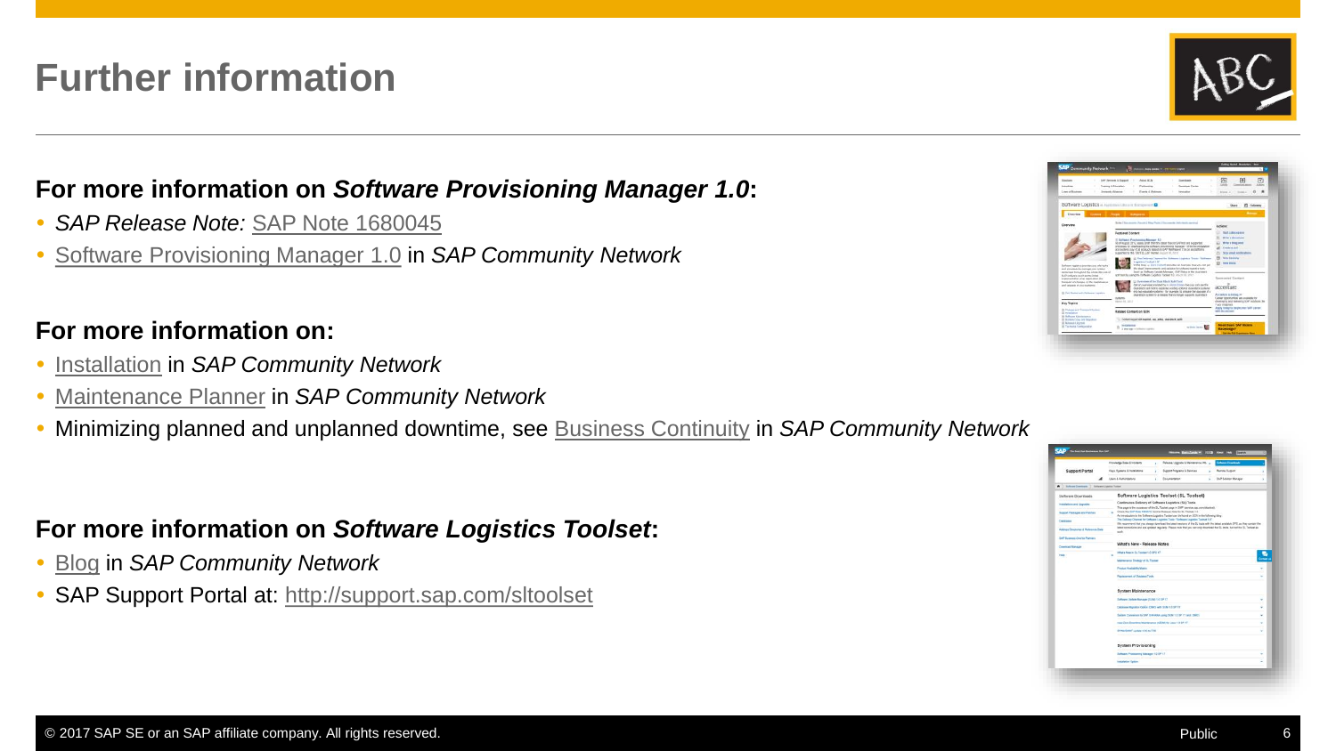# Further information

## For more information on *Software Provisioning Manager 1.0*:

- *SAP Release Note:* SAP Note 1680045
- Software Provisioning Manager 1.0 in *SAP Community Network*

## For more information on:

- Installation in *SAP Community Network*
- Maintenance Planner in *SAP Community Network*
- Minimizing planned and unplanned downtime, see Business Continuity in *SAP Community Network*

## For more information on *Software Logistics Toolset*:

- Blog in *SAP Community Network*
- SAP Support Portal at: http://support.sap.com/sltoolset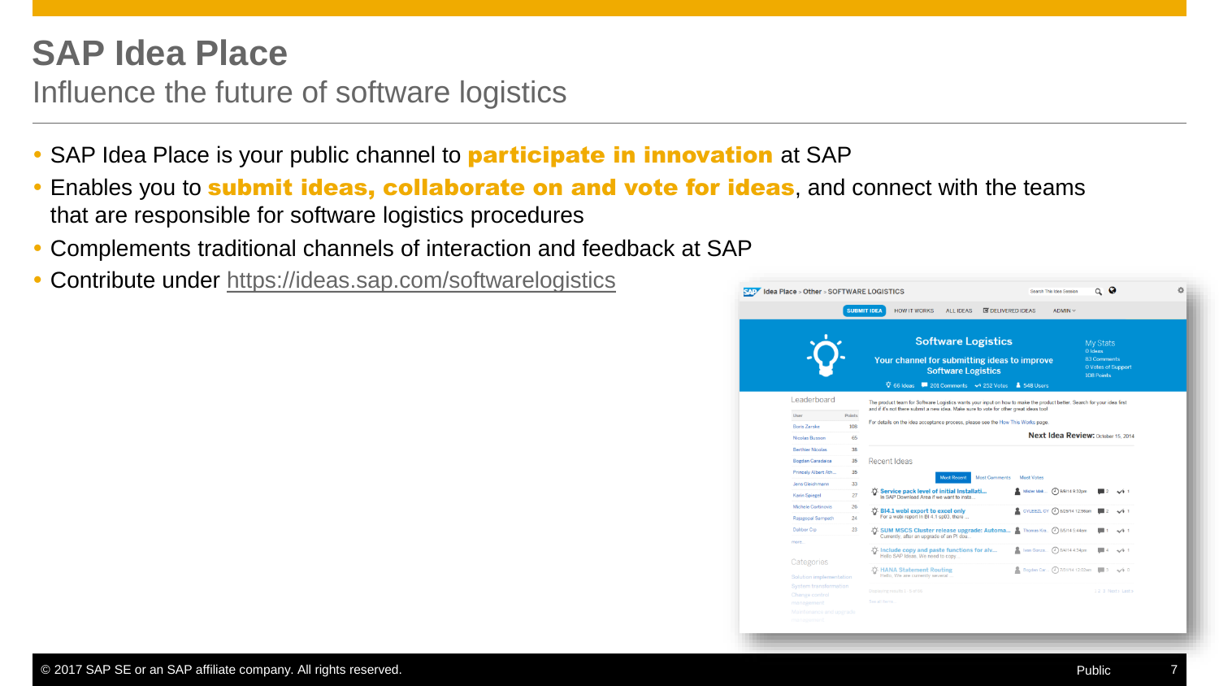# SAP Idea Place

## Influence the future of software logistics

- SAP Idea Place is your public channel to **participate in innovation** at SAP
- Enables you to **submit ideas, collaborate on and vote for ideas**, and connect with the teams that are responsible for software logistics procedures
- Complements traditional channels of interaction and feedback at SAP
- Contribute under https://ideas.sap.com/softwarelogistics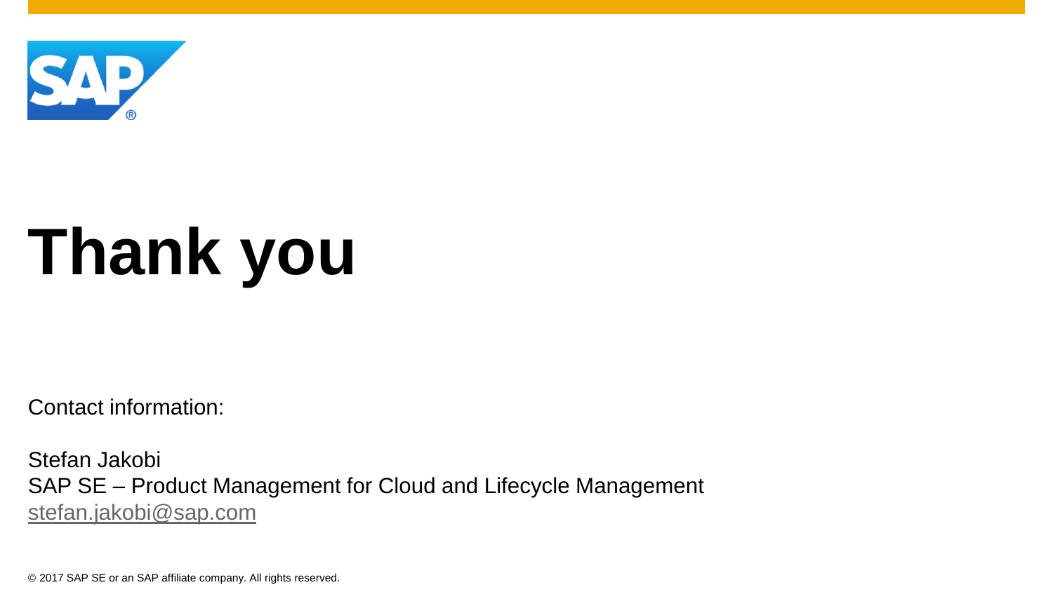# Thank you

Contact information:

Stefan Jakobi
SAP SE – Product Management for Cloud and Lifecycle Management
stefan.jakobi@sap.com

© 2017 SAP SE or an SAP affiliate company. All rights reserved.